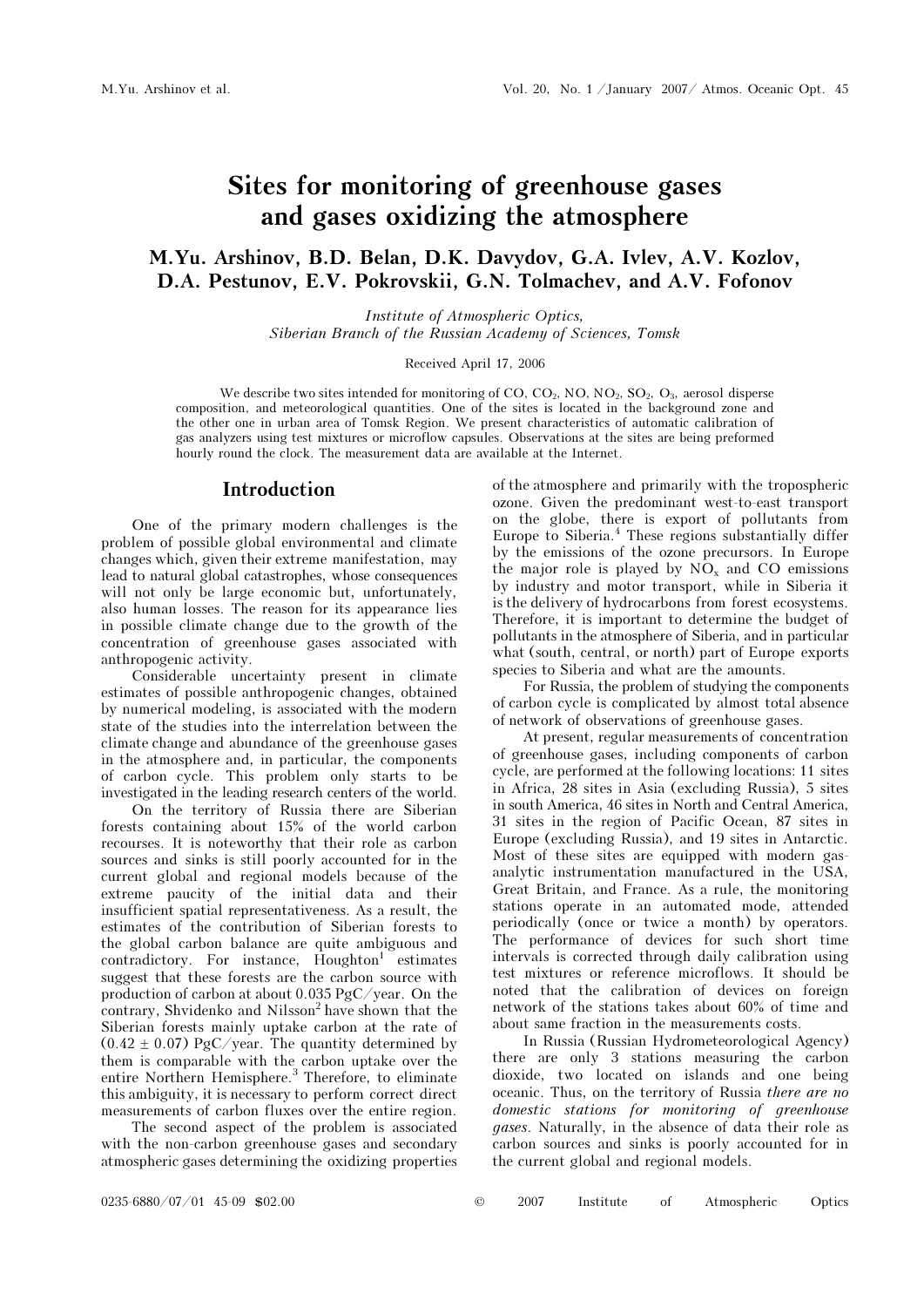# Sites for monitoring of greenhouse gases and gases oxidizing the atmosphere

**M.Yu. Arshinov, B.D. Belan, D.K. Davydov, G.A. Ivlev, A.V. Kozlov, D.A. Pestunov, E.V. Pokrovskii, G.N. Tolmachev, and A.V. Fofonov**

*Institute of Atmospheric Optics, Siberian Branch of the Russian Academy of Sciences, Tomsk*

Received April 17, 2006

We describe two sites intended for monitoring of CO, $CO_2$, NO, $NO_2$, $SO_2$, $O_3$, aerosol disperse composition, and meteorological quantities. One of the sites is located in the background zone and the other one in urban area of Tomsk Region. We present characteristics of automatic calibration of gas analyzers using test mixtures or microflow capsules. Observations at the sites are being preformed hourly round the clock. The measurement data are available at the Internet.

## Introduction

One of the primary modern challenges is the problem of possible global environmental and climate changes which, given their extreme manifestation, may lead to natural global catastrophes, whose consequences will not only be large economic but, unfortunately, also human losses. The reason for its appearance lies in possible climate change due to the growth of the concentration of greenhouse gases associated with anthropogenic activity.

Considerable uncertainty present in climate estimates of possible anthropogenic changes, obtained by numerical modeling, is associated with the modern state of the studies into the interrelation between the climate change and abundance of the greenhouse gases in the atmosphere and, in particular, the components of carbon cycle. This problem only starts to be investigated in the leading research centers of the world.

On the territory of Russia there are Siberian forests containing about 15% of the world carbon recourses. It is noteworthy that their role as carbon sources and sinks is still poorly accounted for in the current global and regional models because of the extreme paucity of the initial data and their insufficient spatial representativeness. As a result, the estimates of the contribution of Siberian forests to the global carbon balance are quite ambiguous and contradictory. For instance, Houghton[1] estimates suggest that these forests are the carbon source with production of carbon at about 0.035 PgC/year. On the contrary, Shvidenko and Nilsson[2] have shown that the Siberian forests mainly uptake carbon at the rate of $(0.42 \pm 0.07)$ PgC/year. The quantity determined by them is comparable with the carbon uptake over the entire Northern Hemisphere.[3] Therefore, to eliminate this ambiguity, it is necessary to perform correct direct measurements of carbon fluxes over the entire region.

The second aspect of the problem is associated with the non-carbon greenhouse gases and secondary atmospheric gases determining the oxidizing properties of the atmosphere and primarily with the tropospheric ozone. Given the predominant west-to-east transport on the globe, there is export of pollutants from Europe to Siberia.[4] These regions substantially differ by the emissions of the ozone precursors. In Europe the major role is played by $NO_x$ and CO emissions by industry and motor transport, while in Siberia it is the delivery of hydrocarbons from forest ecosystems. Therefore, it is important to determine the budget of pollutants in the atmosphere of Siberia, and in particular what (south, central, or north) part of Europe exports species to Siberia and what are the amounts.

For Russia, the problem of studying the components of carbon cycle is complicated by almost total absence of network of observations of greenhouse gases.

At present, regular measurements of concentration of greenhouse gases, including components of carbon cycle, are performed at the following locations: 11 sites in Africa, 28 sites in Asia (excluding Russia), 5 sites in south America, 46 sites in North and Central America, 31 sites in the region of Pacific Ocean, 87 sites in Europe (excluding Russia), and 19 sites in Antarctic. Most of these sites are equipped with modern gas-analytic instrumentation manufactured in the USA, Great Britain, and France. As a rule, the monitoring stations operate in an automated mode, attended periodically (once or twice a month) by operators. The performance of devices for such short time intervals is corrected through daily calibration using test mixtures or reference microflows. It should be noted that the calibration of devices on foreign network of the stations takes about 60% of time and about same fraction in the measurements costs.

In Russia (Russian Hydrometeorological Agency) there are only 3 stations measuring the carbon dioxide, two located on islands and one being oceanic. Thus, on the territory of Russia *there are no domestic stations for monitoring of greenhouse gases*. Naturally, in the absence of data their role as carbon sources and sinks is poorly accounted for in the current global and regional models.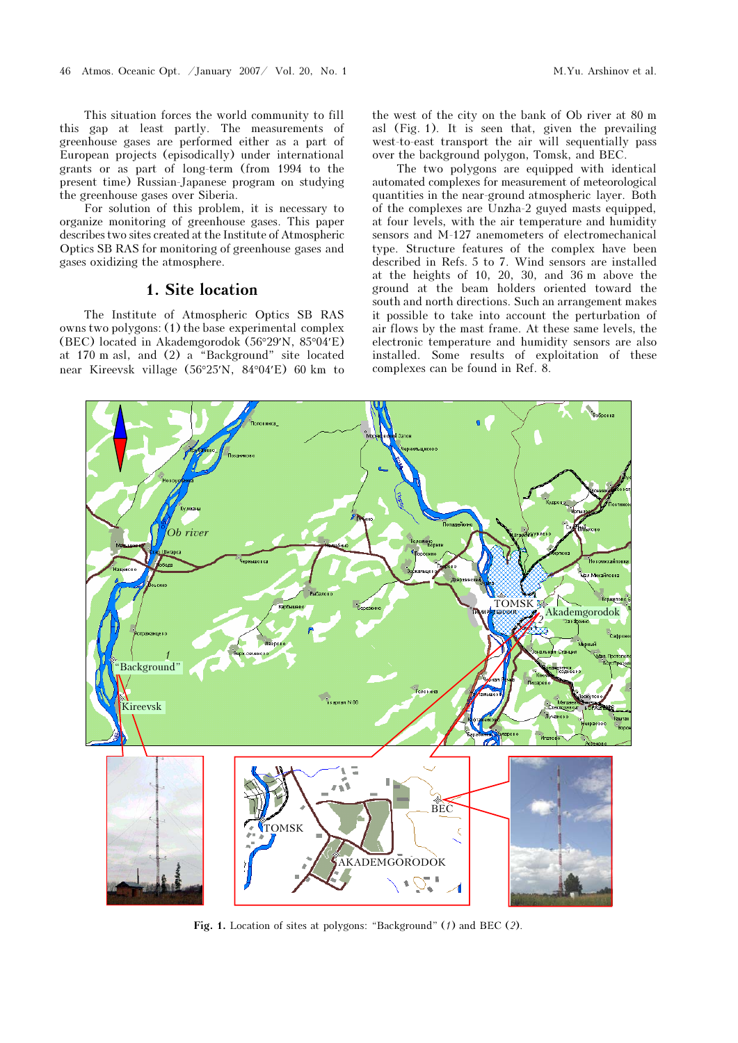This situation forces the world community to fill this gap at least partly. The measurements of greenhouse gases are performed either as a part of European projects (episodically) under international grants or as part of long-term (from 1994 to the present time) Russian-Japanese program on studying the greenhouse gases over Siberia.

For solution of this problem, it is necessary to organize monitoring of greenhouse gases. This paper describes two sites created at the Institute of Atmospheric Optics SB RAS for monitoring of greenhouse gases and gases oxidizing the atmosphere.

## 1. Site location

The Institute of Atmospheric Optics SB RAS owns two polygons: (1) the base experimental complex (BEC) located in Akademgorodok (56°29′N, 85°04′E) at 170 m asl, and (2) a "Background" site located near Kireevsk village (56°25′N, 84°04′E) 60 km to the west of the city on the bank of Ob river at 80 m asl (Fig. 1). It is seen that, given the prevailing west-to-east transport the air will sequentially pass over the background polygon, Tomsk, and BEC.

The two polygons are equipped with identical automated complexes for measurement of meteorological quantities in the near-ground atmospheric layer. Both of the complexes are Unzha-2 guyed masts equipped, at four levels, with the air temperature and humidity sensors and M-127 anemometers of electromechanical type. Structure features of the complex have been described in Refs. 5 to 7. Wind sensors are installed at the heights of 10, 20, 30, and 36 m above the ground at the beam holders oriented toward the south and north directions. Such an arrangement makes it possible to take into account the perturbation of air flows by the mast frame. At these same levels, the electronic temperature and humidity sensors are also installed. Some results of exploitation of these complexes can be found in Ref. 8.

**Fig. 1.** Location of sites at polygons: "Background" (*1*) and BEC (*2*).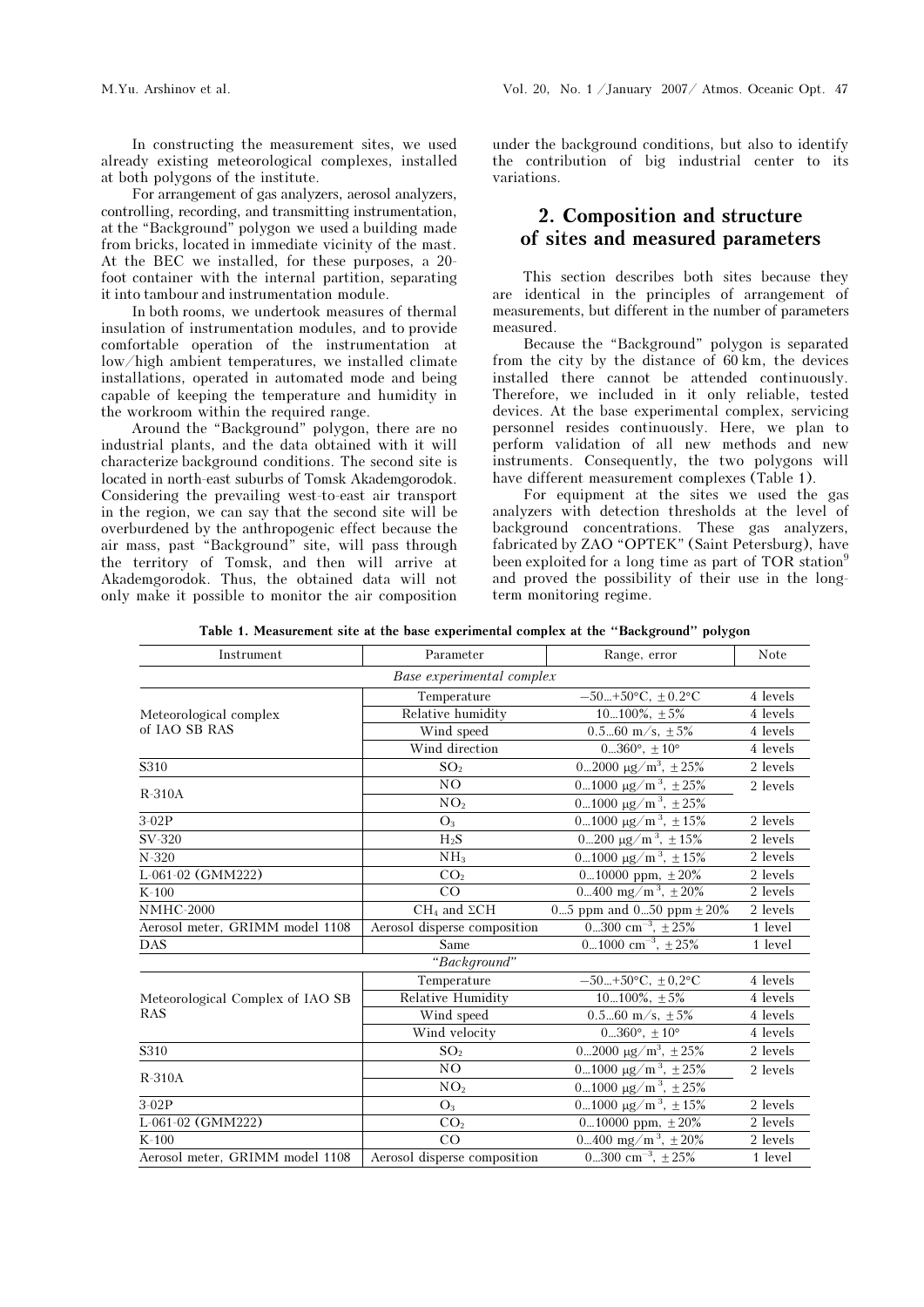In constructing the measurement sites, we used already existing meteorological complexes, installed at both polygons of the institute.

For arrangement of gas analyzers, aerosol analyzers, controlling, recording, and transmitting instrumentation, at the "Background" polygon we used a building made from bricks, located in immediate vicinity of the mast. At the BEC we installed, for these purposes, a 20-foot container with the internal partition, separating it into tambour and instrumentation module.

In both rooms, we undertook measures of thermal insulation of instrumentation modules, and to provide comfortable operation of the instrumentation at low/high ambient temperatures, we installed climate installations, operated in automated mode and being capable of keeping the temperature and humidity in the workroom within the required range.

Around the "Background" polygon, there are no industrial plants, and the data obtained with it will characterize background conditions. The second site is located in north-east suburbs of Tomsk Akademgorodok. Considering the prevailing west-to-east air transport in the region, we can say that the second site will be overburdened by the anthropogenic effect because the air mass, past "Background" site, will pass through the territory of Tomsk, and then will arrive at Akademgorodok. Thus, the obtained data will not only make it possible to monitor the air composition under the background conditions, but also to identify the contribution of big industrial center to its variations.

## 2. Composition and structure of sites and measured parameters

This section describes both sites because they are identical in the principles of arrangement of measurements, but different in the number of parameters measured.

Because the "Background" polygon is separated from the city by the distance of 60 km, the devices installed there cannot be attended continuously. Therefore, we included in it only reliable, tested devices. At the base experimental complex, servicing personnel resides continuously. Here, we plan to perform validation of all new methods and new instruments. Consequently, the two polygons will have different measurement complexes (Table 1).

For equipment at the sites we used the gas analyzers with detection thresholds at the level of background concentrations. These gas analyzers, fabricated by ZAO "OPTEK" (Saint Petersburg), have been exploited for a long time as part of TOR station[9] and proved the possibility of their use in the long-term monitoring regime.

**Table 1. Measurement site at the base experimental complex at the "Background" polygon**

| Instrument | Parameter | Range, error | Note |
|---|---|---|---|
| | *Base experimental complex* | | |
| Meteorological complex of IAO SB RAS | Temperature | −50...+50°C, ±0.2°C | 4 levels |
| | Relative humidity | 10...100%, ±5% | 4 levels |
| | Wind speed | 0.5...60 m/s, ±5% | 4 levels |
| | Wind direction | 0...360°, ±10° | 4 levels |
| S310 | $SO_2$ | 0...2000 μg/m$^3$, ±25% | 2 levels |
| R-310A | NO | 0...1000 μg/m$^3$, ±25% | 2 levels |
| | $NO_2$ | 0...1000 μg/m$^3$, ±25% | |
| 3-02P | $O_3$ | 0...1000 μg/m$^3$, ±15% | 2 levels |
| SV-320 | $H_2S$ | 0...200 μg/m$^3$, ±15% | 2 levels |
| N-320 | $NH_3$ | 0...1000 μg/m$^3$, ±15% | 2 levels |
| L-061-02 (GMM222) | $CO_2$ | 0...10000 ppm, ±20% | 2 levels |
| K-100 | CO | 0...400 mg/m$^3$, ±20% | 2 levels |
| NMHC-2000 | $CH_4$ and ΣCH | 0...5 ppm and 0...50 ppm ±20% | 2 levels |
| Aerosol meter, GRIMM model 1108 | Aerosol disperse composition | 0...300 cm$^{-3}$, ±25% | 1 level |
| DAS | Same | 0...1000 cm$^{-3}$, ±25% | 1 level |
| | *"Background"* | | |
| Meteorological Complex of IAO SB RAS | Temperature | −50...+50°C, ±0,2°C | 4 levels |
| | Relative Humidity | 10...100%, ±5% | 4 levels |
| | Wind speed | 0.5...60 m/s, ±5% | 4 levels |
| | Wind velocity | 0...360°, ±10° | 4 levels |
| S310 | $SO_2$ | 0...2000 μg/m$^3$, ±25% | 2 levels |
| R-310A | NO | 0...1000 μg/m$^3$, ±25% | 2 levels |
| | $NO_2$ | 0...1000 μg/m$^3$, ±25% | |
| 3-02P | $O_3$ | 0...1000 μg/m$^3$, ±15% | 2 levels |
| L-061-02 (GMM222) | $CO_2$ | 0...10000 ppm, ±20% | 2 levels |
| K-100 | CO | 0...400 mg/m$^3$, ±20% | 2 levels |
| Aerosol meter, GRIMM model 1108 | Aerosol disperse composition | 0...300 cm$^{-3}$, ±25% | 1 level |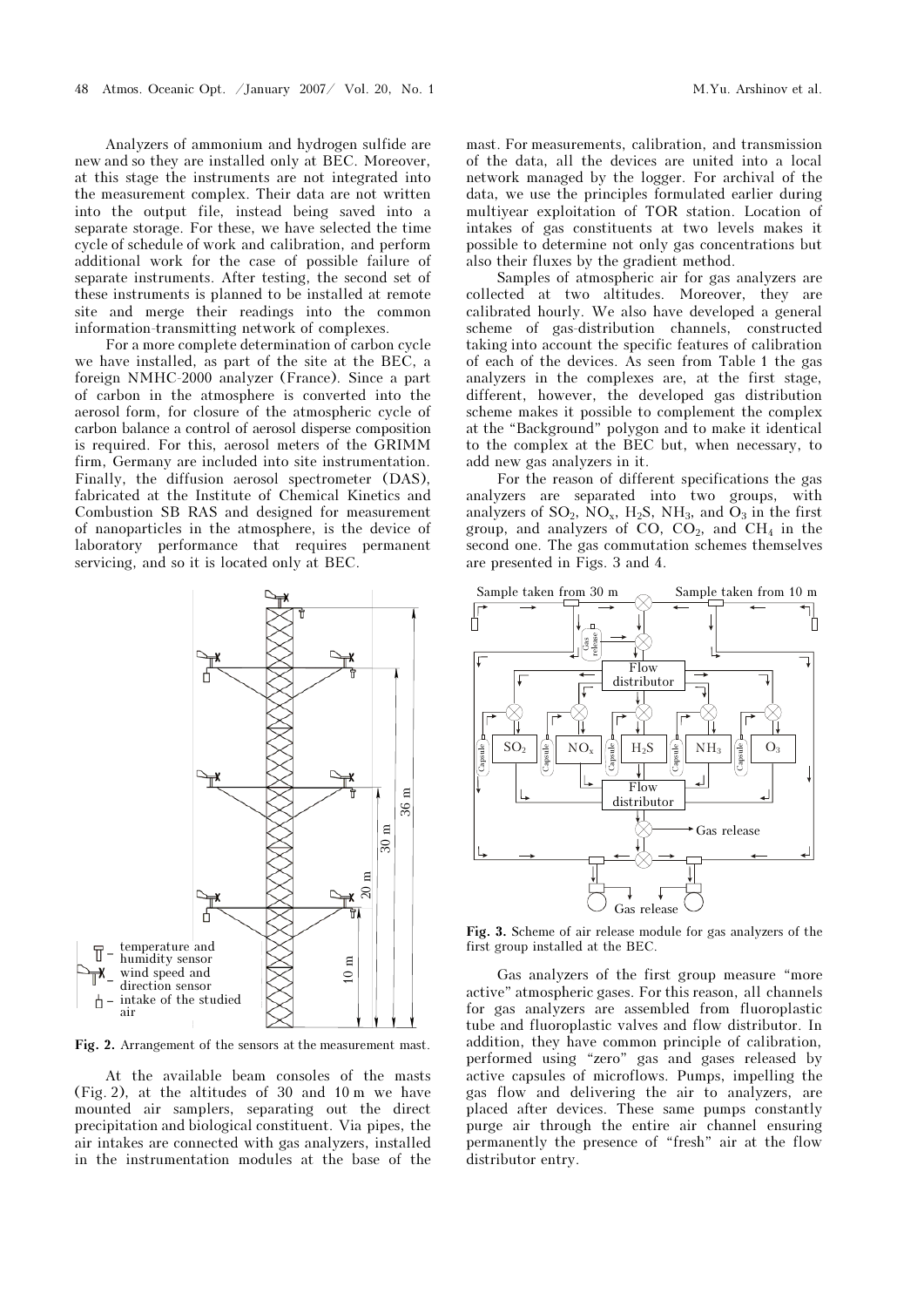Analyzers of ammonium and hydrogen sulfide are new and so they are installed only at BEC. Moreover, at this stage the instruments are not integrated into the measurement complex. Their data are not written into the output file, instead being saved into a separate storage. For these, we have selected the time cycle of schedule of work and calibration, and perform additional work for the case of possible failure of separate instruments. After testing, the second set of these instruments is planned to be installed at remote site and merge their readings into the common information-transmitting network of complexes.

For a more complete determination of carbon cycle we have installed, as part of the site at the BEC, a foreign NMHC-2000 analyzer (France). Since a part of carbon in the atmosphere is converted into the aerosol form, for closure of the atmospheric cycle of carbon balance a control of aerosol disperse composition is required. For this, aerosol meters of the GRIMM firm, Germany are included into site instrumentation. Finally, the diffusion aerosol spectrometer (DAS), fabricated at the Institute of Chemical Kinetics and Combustion SB RAS and designed for measurement of nanoparticles in the atmosphere, is the device of laboratory performance that requires permanent servicing, and so it is located only at BEC.

**Fig. 2.** Arrangement of the sensors at the measurement mast.

At the available beam consoles of the masts (Fig. 2), at the altitudes of 30 and 10 m we have mounted air samplers, separating out the direct precipitation and biological constituent. Via pipes, the air intakes are connected with gas analyzers, installed in the instrumentation modules at the base of the mast. For measurements, calibration, and transmission of the data, all the devices are united into a local network managed by the logger. For archival of the data, we use the principles formulated earlier during multiyear exploitation of TOR station. Location of intakes of gas constituents at two levels makes it possible to determine not only gas concentrations but also their fluxes by the gradient method.

Samples of atmospheric air for gas analyzers are collected at two altitudes. Moreover, they are calibrated hourly. We also have developed a general scheme of gas-distribution channels, constructed taking into account the specific features of calibration of each of the devices. As seen from Table 1 the gas analyzers in the complexes are, at the first stage, different, however, the developed gas distribution scheme makes it possible to complement the complex at the "Background" polygon and to make it identical to the complex at the BEC but, when necessary, to add new gas analyzers in it.

For the reason of different specifications the gas analyzers are separated into two groups, with analyzers of $SO_2$, $NO_x$, $H_2S$, $NH_3$, and $O_3$ in the first group, and analyzers of CO, $CO_2$, and $CH_4$ in the second one. The gas commutation schemes themselves are presented in Figs. 3 and 4.

**Fig. 3.** Scheme of air release module for gas analyzers of the first group installed at the BEC.

Gas analyzers of the first group measure "more active" atmospheric gases. For this reason, all channels for gas analyzers are assembled from fluoroplastic tube and fluoroplastic valves and flow distributor. In addition, they have common principle of calibration, performed using "zero" gas and gases released by active capsules of microflows. Pumps, impelling the gas flow and delivering the air to analyzers, are placed after devices. These same pumps constantly purge air through the entire air channel ensuring permanently the presence of "fresh" air at the flow distributor entry.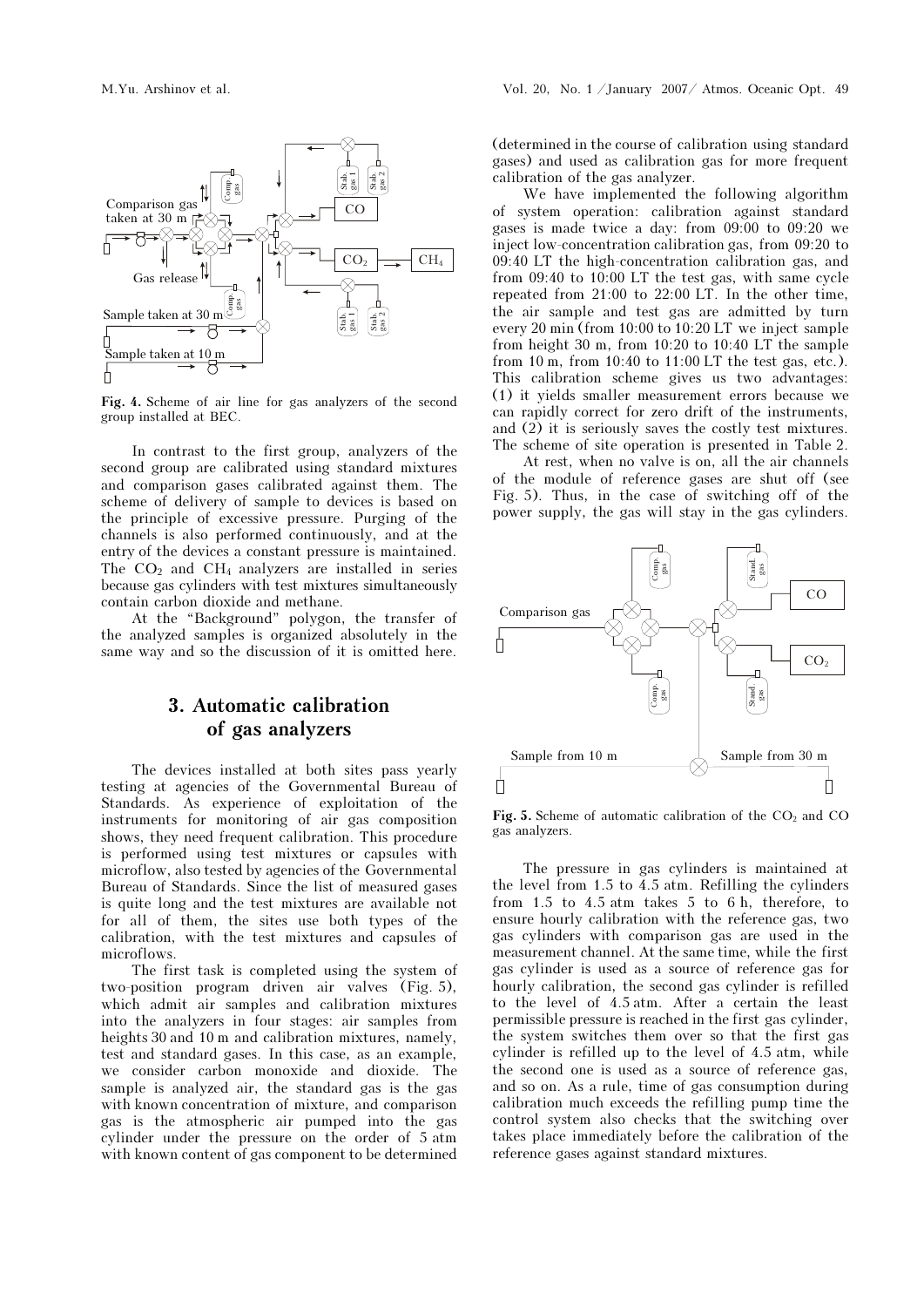Fig. 4. Scheme of air line for gas analyzers of the second group installed at BEC.

In contrast to the first group, analyzers of the second group are calibrated using standard mixtures and comparison gases calibrated against them. The scheme of delivery of sample to devices is based on the principle of excessive pressure. Purging of the channels is also performed continuously, and at the entry of the devices a constant pressure is maintained. The $CO_2$ and $CH_4$ analyzers are installed in series because gas cylinders with test mixtures simultaneously contain carbon dioxide and methane.

At the "Background" polygon, the transfer of the analyzed samples is organized absolutely in the same way and so the discussion of it is omitted here.

## 3. Automatic calibration of gas analyzers

The devices installed at both sites pass yearly testing at agencies of the Governmental Bureau of Standards. As experience of exploitation of the instruments for monitoring of air gas composition shows, they need frequent calibration. This procedure is performed using test mixtures or capsules with microflow, also tested by agencies of the Governmental Bureau of Standards. Since the list of measured gases is quite long and the test mixtures are available not for all of them, the sites use both types of the calibration, with the test mixtures and capsules of microflows.

The first task is completed using the system of two-position program driven air valves (Fig. 5), which admit air samples and calibration mixtures into the analyzers in four stages: air samples from heights 30 and 10 m and calibration mixtures, namely, test and standard gases. In this case, as an example, we consider carbon monoxide and dioxide. The sample is analyzed air, the standard gas is the gas with known concentration of mixture, and comparison gas is the atmospheric air pumped into the gas cylinder under the pressure on the order of 5 atm with known content of gas component to be determined (determined in the course of calibration using standard gases) and used as calibration gas for more frequent calibration of the gas analyzer.

We have implemented the following algorithm of system operation: calibration against standard gases is made twice a day: from 09:00 to 09:20 we inject low-concentration calibration gas, from 09:20 to 09:40 LT the high-concentration calibration gas, and from 09:40 to 10:00 LT the test gas, with same cycle repeated from 21:00 to 22:00 LT. In the other time, the air sample and test gas are admitted by turn every 20 min (from 10:00 to 10:20 LT we inject sample from height 30 m, from 10:20 to 10:40 LT the sample from 10 m, from 10:40 to 11:00 LT the test gas, etc.). This calibration scheme gives us two advantages: (1) it yields smaller measurement errors because we can rapidly correct for zero drift of the instruments, and (2) it is seriously saves the costly test mixtures. The scheme of site operation is presented in Table 2.

At rest, when no valve is on, all the air channels of the module of reference gases are shut off (see Fig. 5). Thus, in the case of switching off of the power supply, the gas will stay in the gas cylinders.

Fig. 5. Scheme of automatic calibration of the $CO_2$ and CO gas analyzers.

The pressure in gas cylinders is maintained at the level from 1.5 to 4.5 atm. Refilling the cylinders from 1.5 to 4.5 atm takes 5 to 6 h, therefore, to ensure hourly calibration with the reference gas, two gas cylinders with comparison gas are used in the measurement channel. At the same time, while the first gas cylinder is used as a source of reference gas for hourly calibration, the second gas cylinder is refilled to the level of 4.5 atm. After a certain the least permissible pressure is reached in the first gas cylinder, the system switches them over so that the first gas cylinder is refilled up to the level of 4.5 atm, while the second one is used as a source of reference gas, and so on. As a rule, time of gas consumption during calibration much exceeds the refilling pump time the control system also checks that the switching over takes place immediately before the calibration of the reference gases against standard mixtures.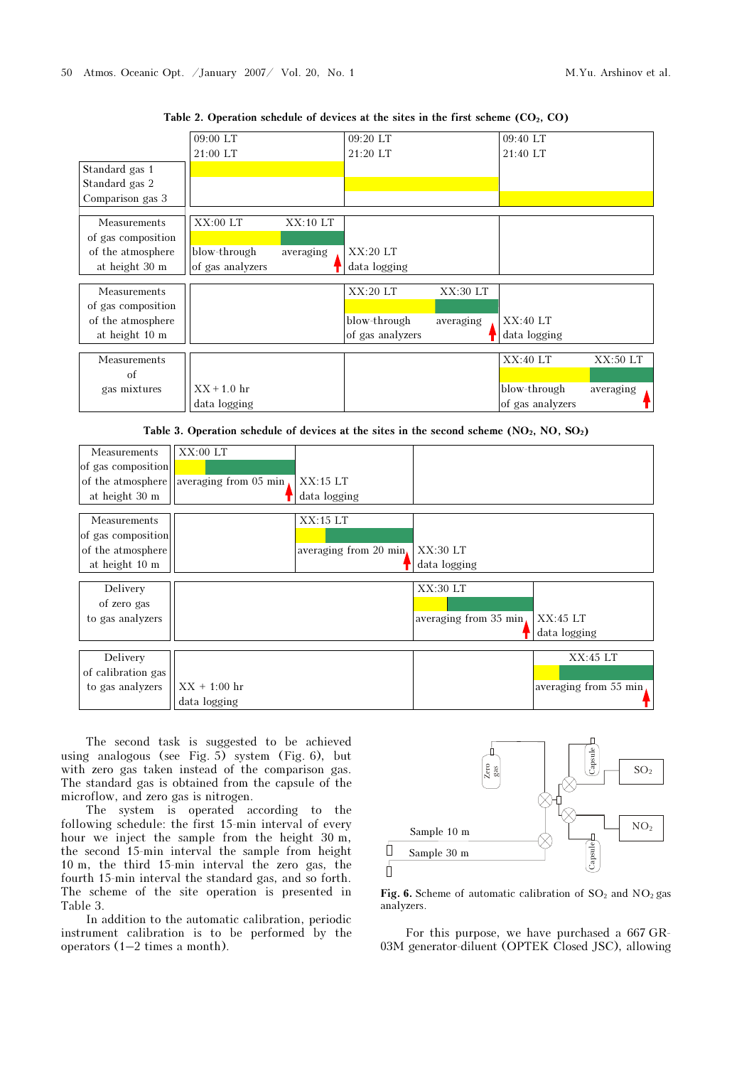**Table 2. Operation schedule of devices at the sites in the first scheme ($CO_2$, CO)**

| | 09:00 LT / 21:00 LT | 09:20 LT / 21:20 LT | 09:40 LT / 21:40 LT |
|---|---|---|---|
| Standard gas 1 | ■ | | |
| Standard gas 2 | | ■ | |
| Comparison gas 3 | | | ■ |
| Measurements of gas composition of the atmosphere at height 30 m | XX:00 LT – XX:10 LT: blow-through of gas analyzers, averaging | XX:20 LT data logging | |
| Measurements of gas composition of the atmosphere at height 10 m | | XX:20 LT – XX:30 LT: blow-through of gas analyzers, averaging | XX:40 LT data logging |
| Measurements of gas mixtures | XX + 1.0 hr data logging | | XX:40 LT – XX:50 LT: blow-through of gas analyzers, averaging |

**Table 3. Operation schedule of devices at the sites in the second scheme ($NO_2$, NO, $SO_2$)**

| | | | | |
|---|---|---|---|---|
| Measurements of gas composition of the atmosphere at height 30 m | XX:00 LT: averaging from 05 min | XX:15 LT data logging | | |
| Measurements of gas composition of the atmosphere at height 10 m | | XX:15 LT: averaging from 20 min | XX:30 LT data logging | |
| Delivery of zero gas to gas analyzers | | | XX:30 LT: averaging from 35 min | XX:45 LT data logging |
| Delivery of calibration gas to gas analyzers | XX + 1:00 hr data logging | | | XX:45 LT: averaging from 55 min |

The second task is suggested to be achieved using analogous (see Fig. 5) system (Fig. 6), but with zero gas taken instead of the comparison gas. The standard gas is obtained from the capsule of the microflow, and zero gas is nitrogen.

The system is operated according to the following schedule: the first 15-min interval of every hour we inject the sample from the height 30 m, the second 15-min interval the sample from height 10 m, the third 15-min interval the zero gas, the fourth 15-min interval the standard gas, and so forth. The scheme of the site operation is presented in Table 3.

In addition to the automatic calibration, periodic instrument calibration is to be performed by the operators (1–2 times a month).

**Fig. 6.** Scheme of automatic calibration of $SO_2$ and $NO_2$ gas analyzers.

For this purpose, we have purchased a 667 GR-03M generator-diluent (OPTEK Closed JSC), allowing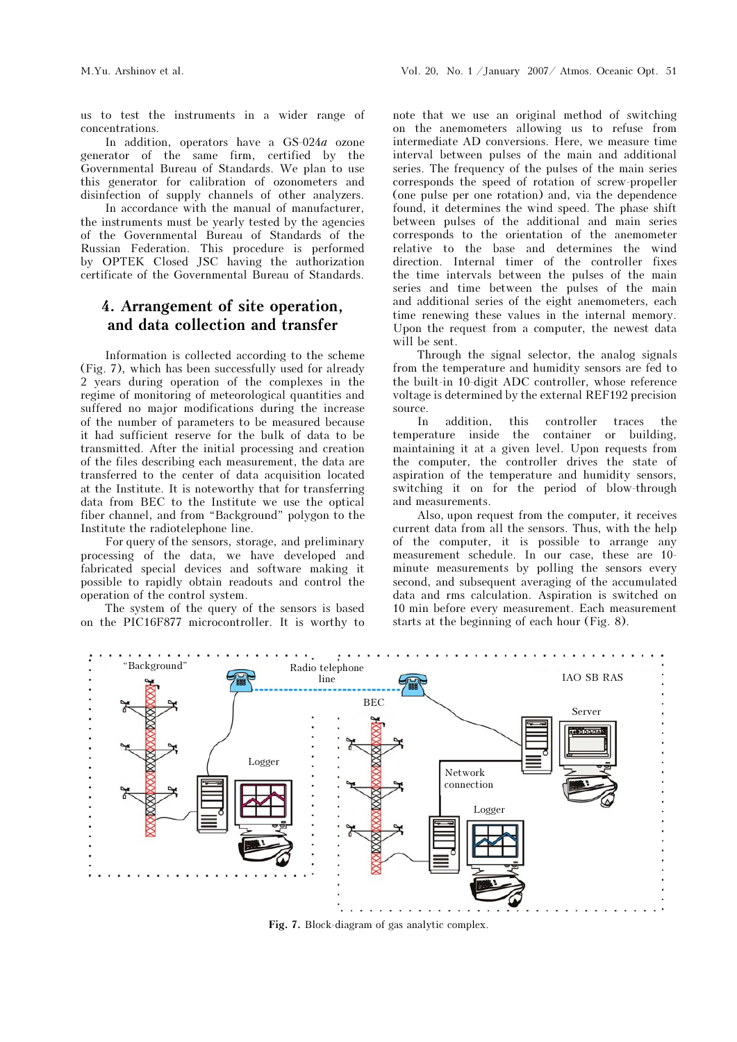us to test the instruments in a wider range of concentrations.

In addition, operators have a GS-024*a* ozone generator of the same firm, certified by the Governmental Bureau of Standards. We plan to use this generator for calibration of ozonometers and disinfection of supply channels of other analyzers.

In accordance with the manual of manufacturer, the instruments must be yearly tested by the agencies of the Governmental Bureau of Standards of the Russian Federation. This procedure is performed by OPTEK Closed JSC having the authorization certificate of the Governmental Bureau of Standards.

## 4. Arrangement of site operation, and data collection and transfer

Information is collected according to the scheme (Fig. 7), which has been successfully used for already 2 years during operation of the complexes in the regime of monitoring of meteorological quantities and suffered no major modifications during the increase of the number of parameters to be measured because it had sufficient reserve for the bulk of data to be transmitted. After the initial processing and creation of the files describing each measurement, the data are transferred to the center of data acquisition located at the Institute. It is noteworthy that for transferring data from BEC to the Institute we use the optical fiber channel, and from "Background" polygon to the Institute the radiotelephone line.

For query of the sensors, storage, and preliminary processing of the data, we have developed and fabricated special devices and software making it possible to rapidly obtain readouts and control the operation of the control system.

The system of the query of the sensors is based on the PIC16F877 microcontroller. It is worthy to note that we use an original method of switching on the anemometers allowing us to refuse from intermediate AD conversions. Here, we measure time interval between pulses of the main and additional series. The frequency of the pulses of the main series corresponds the speed of rotation of screw-propeller (one pulse per one rotation) and, via the dependence found, it determines the wind speed. The phase shift between pulses of the additional and main series corresponds to the orientation of the anemometer relative to the base and determines the wind direction. Internal timer of the controller fixes the time intervals between the pulses of the main series and time between the pulses of the main and additional series of the eight anemometers, each time renewing these values in the internal memory. Upon the request from a computer, the newest data will be sent.

Through the signal selector, the analog signals from the temperature and humidity sensors are fed to the built-in 10-digit ADC controller, whose reference voltage is determined by the external REF192 precision source.

In addition, this controller traces the temperature inside the container or building, maintaining it at a given level. Upon requests from the computer, the controller drives the state of aspiration of the temperature and humidity sensors, switching it on for the period of blow-through and measurements.

Also, upon request from the computer, it receives current data from all the sensors. Thus, with the help of the computer, it is possible to arrange any measurement schedule. In our case, these are 10-minute measurements by polling the sensors every second, and subsequent averaging of the accumulated data and rms calculation. Aspiration is switched on 10 min before every measurement. Each measurement starts at the beginning of each hour (Fig. 8).

**Fig. 7.** Block-diagram of gas analytic complex.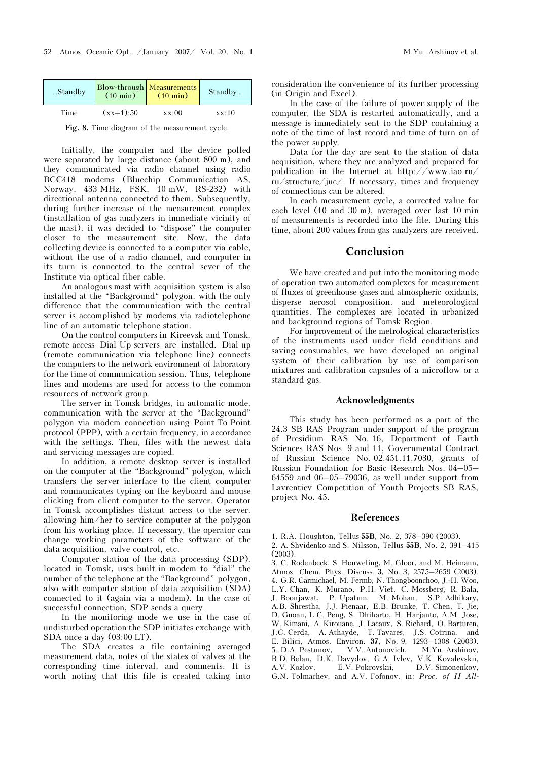| ...Standby | Blow-through (10 min) | Measurements (10 min) | Standby... |
|---|---|---|---|
| Time | (xx–1):50 | xx:00 | xx:10 |

**Fig. 8.** Time diagram of the measurement cycle.

Initially, the computer and the device polled were separated by large distance (about 800 m), and they communicated via radio channel using radio BCC418 modems (Bluechip Communication AS, Norway, 433 MHz, FSK, 10 mW, RS-232) with directional antenna connected to them. Subsequently, during further increase of the measurement complex (installation of gas analyzers in immediate vicinity of the mast), it was decided to "dispose" the computer closer to the measurement site. Now, the data collecting device is connected to a computer via cable, without the use of a radio channel, and computer in its turn is connected to the central sever of the Institute via optical fiber cable.

An analogous mast with acquisition system is also installed at the "Background" polygon, with the only difference that the communication with the central server is accomplished by modems via radiotelephone line of an automatic telephone station.

On the control computers in Kireevsk and Tomsk, remote-access Dial-Up-servers are installed. Dial-up (remote communication via telephone line) connects the computers to the network environment of laboratory for the time of communication session. Thus, telephone lines and modems are used for access to the common resources of network group.

The server in Tomsk bridges, in automatic mode, communication with the server at the "Background" polygon via modem connection using Point-To-Point protocol (PPP), with a certain frequency, in accordance with the settings. Then, files with the newest data and servicing messages are copied.

In addition, a remote desktop server is installed on the computer at the "Background" polygon, which transfers the server interface to the client computer and communicates typing on the keyboard and mouse clicking from client computer to the server. Operator in Tomsk accomplishes distant access to the server, allowing him/her to service computer at the polygon from his working place. If necessary, the operator can change working parameters of the software of the data acquisition, valve control, etc.

Computer station of the data processing (SDP), located in Tomsk, uses built-in modem to "dial" the number of the telephone at the "Background" polygon, also with computer station of data acquisition (SDA) connected to it (again via a modem). In the case of successful connection, SDP sends a query.

In the monitoring mode we use in the case of undisturbed operation the SDP initiates exchange with SDA once a day (03:00 LT).

The SDA creates a file containing averaged measurement data, notes of the states of valves at the corresponding time interval, and comments. It is worth noting that this file is created taking into consideration the convenience of its further processing (in Origin and Excel).

In the case of the failure of power supply of the computer, the SDA is restarted automatically, and a message is immediately sent to the SDP containing a note of the time of last record and time of turn on of the power supply.

Data for the day are sent to the station of data acquisition, where they are analyzed and prepared for publication in the Internet at http://www.iao.ru/ru/structure/juc/. If necessary, times and frequency of connections can be altered.

In each measurement cycle, a corrected value for each level (10 and 30 m), averaged over last 10 min of measurements is recorded into the file. During this time, about 200 values from gas analyzers are received.

## Conclusion

We have created and put into the monitoring mode of operation two automated complexes for measurement of fluxes of greenhouse gases and atmospheric oxidants, disperse aerosol composition, and meteorological quantities. The complexes are located in urbanized and background regions of Tomsk Region.

For improvement of the metrological characteristics of the instruments used under field conditions and saving consumables, we have developed an original system of their calibration by use of comparison mixtures and calibration capsules of a microflow or a standard gas.

### Acknowledgments

This study has been performed as a part of the 24.3 SB RAS Program under support of the program of Presidium RAS No. 16, Department of Earth Sciences RAS Nos. 9 and 11, Governmental Contract of Russian Science No. 02.451.11.7030, grants of Russian Foundation for Basic Research Nos. 04–05–64559 and 06–05–79036, as well under support from Lavrentiev Competition of Youth Projects SB RAS, project No. 45.

### References

1. R.A. Houghton, Tellus **55B**, No. 2, 378–390 (2003).
2. A. Shvidenko and S. Nilsson, Tellus **55B**, No. 2, 391–415 (2003).
3. C. Rodenbeck, S. Houweling, M. Gloor, and M. Heimann, Atmos. Chem. Phys. Discuss. **3**, No. 3, 2575–2659 (2003).
4. G.R. Carmichael, M. Fermb, N. Thongboonchoo, J.-H. Woo, L.Y. Chan, K. Murano, P.H. Viet, C. Mossberg, R. Bala, J. Boonjawat, P. Upatum, M. Mohan, S.P. Adhikary, A.B. Shrestha, J.J. Pienaar, E.B. Brunke, T. Chen, T. Jie, D. Guoan, L.C. Peng, S. Dhiharto, H. Harjanto, A.M. Jose, W. Kimani, A. Kirouane, J. Lacaux, S. Richard, O. Barturen, J.C. Cerda, A. Athayde, T. Tavares, J.S. Cotrina, and E. Bilici, Atmos. Environ. **37**, No. 9, 1293–1308 (2003).
5. D.A. Pestunov, V.V. Antonovich, M.Yu. Arshinov, B.D. Belan, D.K. Davydov, G.A. Ivlev, V.K. Kovalevskii, A.V. Kozlov, E.V. Pokrovskii, D.V. Simonenkov, G.N. Tolmachev, and A.V. Fofonov, in: *Proc. of II All-*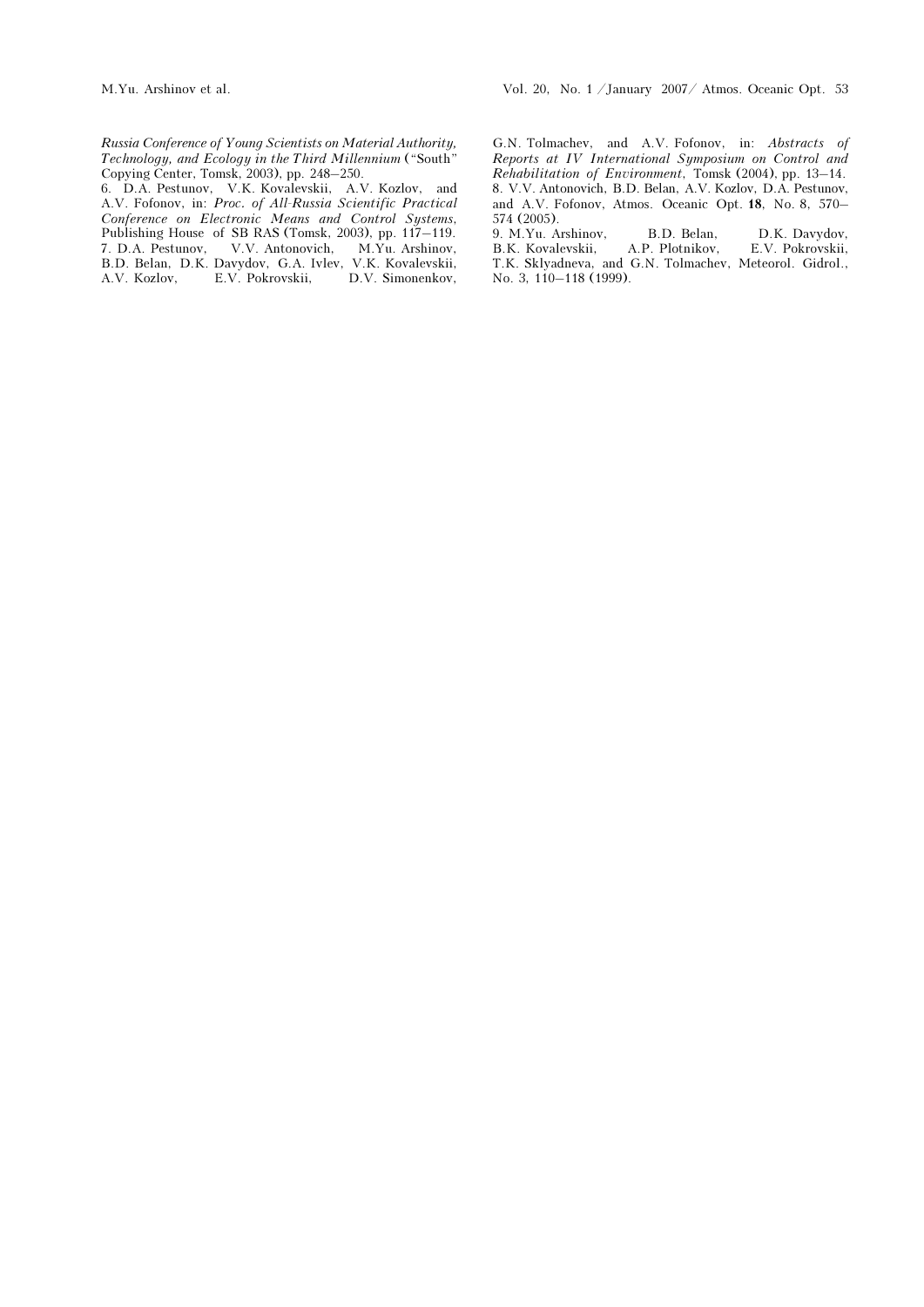*Russia Conference of Young Scientists on Material Authority, Technology, and Ecology in the Third Millennium* ("South" Copying Center, Tomsk, 2003), pp. 248–250.

6. D.A. Pestunov, V.K. Kovalevskii, A.V. Kozlov, and A.V. Fofonov, in: *Proc. of All-Russia Scientific Practical Conference on Electronic Means and Control Systems*, Publishing House of SB RAS (Tomsk, 2003), pp. 117–119.

7. D.A. Pestunov, V.V. Antonovich, M.Yu. Arshinov, B.D. Belan, D.K. Davydov, G.A. Ivlev, V.K. Kovalevskii, A.V. Kozlov, E.V. Pokrovskii, D.V. Simonenkov, G.N. Tolmachev, and A.V. Fofonov, in: *Abstracts of Reports at IV International Symposium on Control and Rehabilitation of Environment*, Tomsk (2004), pp. 13–14.

8. V.V. Antonovich, B.D. Belan, A.V. Kozlov, D.A. Pestunov, and A.V. Fofonov, Atmos. Oceanic Opt. **18**, No. 8, 570–574 (2005).

9. M.Yu. Arshinov, B.D. Belan, D.K. Davydov, B.K. Kovalevskii, A.P. Plotnikov, E.V. Pokrovskii, T.K. Sklyadneva, and G.N. Tolmachev, Meteorol. Gidrol., No. 3, 110–118 (1999).